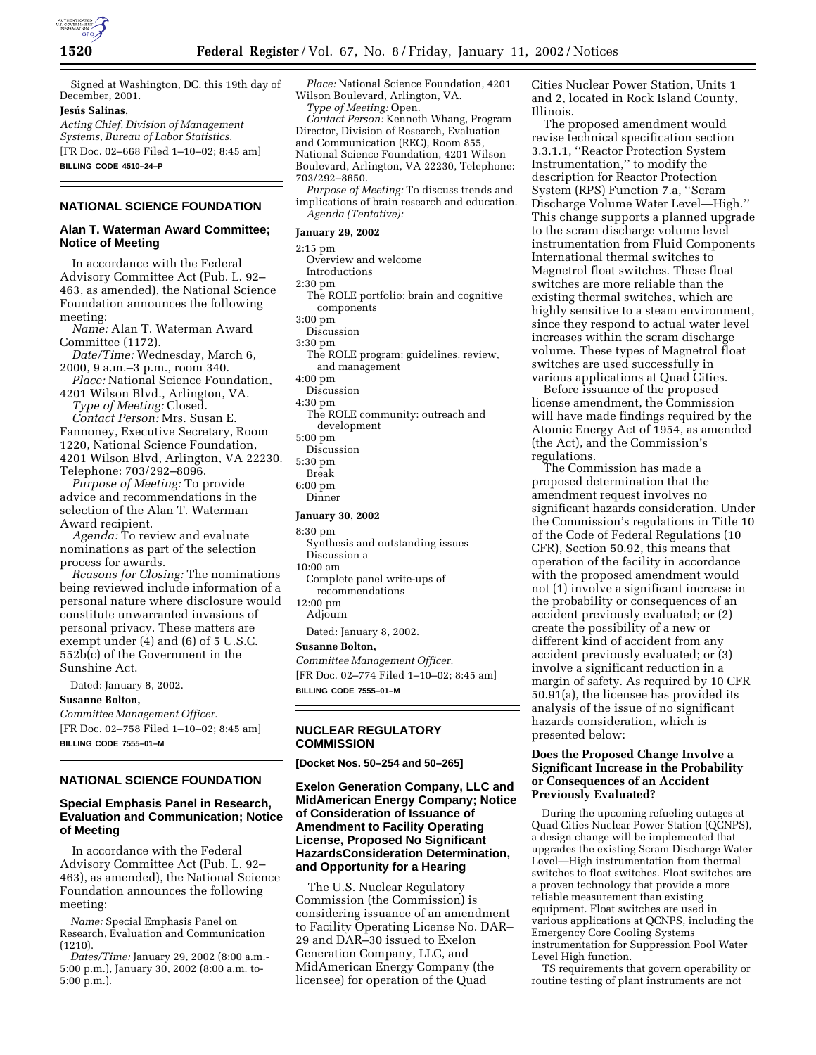Signed at Washington, DC, this 19th day of December, 2001.

**Jesús Salinas,**

*Acting Chief, Division of Management Systems, Bureau of Labor Statistics.*

[FR Doc. 02–668 Filed 1–10–02; 8:45 am]

**BILLING CODE 4510–24–P**

## NATIONAL SCIENCE FOUNDATION

### Alan T. Waterman Award Committee; Notice of Meeting

In accordance with the Federal Advisory Committee Act (Pub. L. 92–463, as amended), the National Science Foundation announces the following meeting:

*Name:* Alan T. Waterman Award Committee (1172).

*Date/Time:* Wednesday, March 6, 2000, 9 a.m.–3 p.m., room 340.

*Place:* National Science Foundation, 4201 Wilson Blvd., Arlington, VA.

*Type of Meeting:* Closed.

*Contact Person:* Mrs. Susan E. Fannoney, Executive Secretary, Room 1220, National Science Foundation, 4201 Wilson Blvd, Arlington, VA 22230. Telephone: 703/292–8096.

*Purpose of Meeting:* To provide advice and recommendations in the selection of the Alan T. Waterman Award recipient.

*Agenda:* To review and evaluate nominations as part of the selection process for awards.

*Reasons for Closing:* The nominations being reviewed include information of a personal nature where disclosure would constitute unwarranted invasions of personal privacy. These matters are exempt under (4) and (6) of 5 U.S.C. 552b(c) of the Government in the Sunshine Act.

Dated: January 8, 2002.

**Susanne Bolton,**

*Committee Management Officer.*

[FR Doc. 02–758 Filed 1–10–02; 8:45 am]

**BILLING CODE 7555–01–M**

## NATIONAL SCIENCE FOUNDATION

### Special Emphasis Panel in Research, Evaluation and Communication; Notice of Meeting

In accordance with the Federal Advisory Committee Act (Pub. L. 92–463), as amended), the National Science Foundation announces the following meeting:

*Name:* Special Emphasis Panel on Research, Evaluation and Communication (1210).

*Dates/Time:* January 29, 2002 (8:00 a.m.-5:00 p.m.), January 30, 2002 (8:00 a.m. to-5:00 p.m.).

*Place:* National Science Foundation, 4201 Wilson Boulevard, Arlington, VA.

*Type of Meeting:* Open.

*Contact Person:* Kenneth Whang, Program Director, Division of Research, Evaluation and Communication (REC), Room 855, National Science Foundation, 4201 Wilson Boulevard, Arlington, VA 22230, Telephone: 703/292–8650.

*Purpose of Meeting:* To discuss trends and implications of brain research and education.

*Agenda (Tentative):*

**January 29, 2002**

2:15 pm
Overview and welcome
Introductions

2:30 pm
The ROLE portfolio: brain and cognitive components

3:00 pm
Discussion

3:30 pm
The ROLE program: guidelines, review, and management

4:00 pm
Discussion

4:30 pm
The ROLE community: outreach and development

5:00 pm
Discussion

5:30 pm
Break

6:00 pm
Dinner

**January 30, 2002**

8:30 pm
Synthesis and outstanding issues
Discussion a

10:00 am
Complete panel write-ups of recommendations

12:00 pm
Adjourn

Dated: January 8, 2002.

**Susanne Bolton,**

*Committee Management Officer.*

[FR Doc. 02–774 Filed 1–10–02; 8:45 am]

**BILLING CODE 7555–01–M**

## NUCLEAR REGULATORY COMMISSION

**[Docket Nos. 50–254 and 50–265]**

### Exelon Generation Company, LLC and MidAmerican Energy Company; Notice of Consideration of Issuance of Amendment to Facility Operating License, Proposed No Significant HazardsConsideration Determination, and Opportunity for a Hearing

The U.S. Nuclear Regulatory Commission (the Commission) is considering issuance of an amendment to Facility Operating License No. DAR–29 and DAR–30 issued to Exelon Generation Company, LLC, and MidAmerican Energy Company (the licensee) for operation of the Quad Cities Nuclear Power Station, Units 1 and 2, located in Rock Island County, Illinois.

The proposed amendment would revise technical specification section 3.3.1.1, ''Reactor Protection System Instrumentation,'' to modify the description for Reactor Protection System (RPS) Function 7.a, ''Scram Discharge Volume Water Level—High.'' This change supports a planned upgrade to the scram discharge volume level instrumentation from Fluid Components International thermal switches to Magnetrol float switches. These float switches are more reliable than the existing thermal switches, which are highly sensitive to a steam environment, since they respond to actual water level increases within the scram discharge volume. These types of Magnetrol float switches are used successfully in various applications at Quad Cities.

Before issuance of the proposed license amendment, the Commission will have made findings required by the Atomic Energy Act of 1954, as amended (the Act), and the Commission's regulations.

The Commission has made a proposed determination that the amendment request involves no significant hazards consideration. Under the Commission's regulations in Title 10 of the Code of Federal Regulations (10 CFR), Section 50.92, this means that operation of the facility in accordance with the proposed amendment would not (1) involve a significant increase in the probability or consequences of an accident previously evaluated; or (2) create the possibility of a new or different kind of accident from any accident previously evaluated; or (3) involve a significant reduction in a margin of safety. As required by 10 CFR 50.91(a), the licensee has provided its analysis of the issue of no significant hazards consideration, which is presented below:

#### Does the Proposed Change Involve a Significant Increase in the Probability or Consequences of an Accident Previously Evaluated?

During the upcoming refueling outages at Quad Cities Nuclear Power Station (QCNPS), a design change will be implemented that upgrades the existing Scram Discharge Water Level—High instrumentation from thermal switches to float switches. Float switches are a proven technology that provide a more reliable measurement than existing equipment. Float switches are used in various applications at QCNPS, including the Emergency Core Cooling Systems instrumentation for Suppression Pool Water Level High function.

TS requirements that govern operability or routine testing of plant instruments are not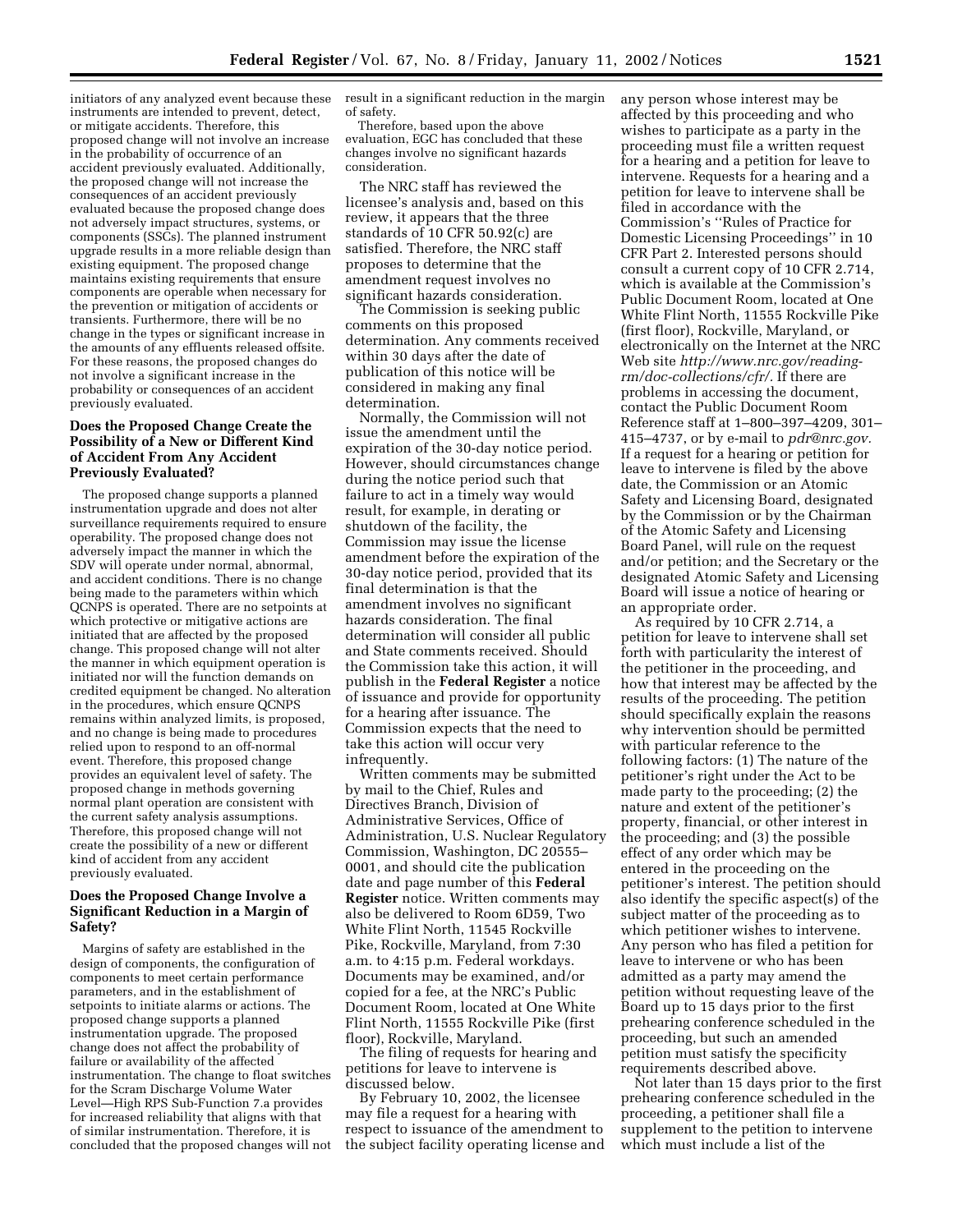initiators of any analyzed event because these instruments are intended to prevent, detect, or mitigate accidents. Therefore, this proposed change will not involve an increase in the probability of occurrence of an accident previously evaluated. Additionally, the proposed change will not increase the consequences of an accident previously evaluated because the proposed change does not adversely impact structures, systems, or components (SSCs). The planned instrument upgrade results in a more reliable design than existing equipment. The proposed change maintains existing requirements that ensure components are operable when necessary for the prevention or mitigation of accidents or transients. Furthermore, there will be no change in the types or significant increase in the amounts of any effluents released offsite. For these reasons, the proposed changes do not involve a significant increase in the probability or consequences of an accident previously evaluated.

### Does the Proposed Change Create the Possibility of a New or Different Kind of Accident From Any Accident Previously Evaluated?

The proposed change supports a planned instrumentation upgrade and does not alter surveillance requirements required to ensure operability. The proposed change does not adversely impact the manner in which the SDV will operate under normal, abnormal, and accident conditions. There is no change being made to the parameters within which QCNPS is operated. There are no setpoints at which protective or mitigative actions are initiated that are affected by the proposed change. This proposed change will not alter the manner in which equipment operation is initiated nor will the function demands on credited equipment be changed. No alteration in the procedures, which ensure QCNPS remains within analyzed limits, is proposed, and no change is being made to procedures relied upon to respond to an off-normal event. Therefore, this proposed change provides an equivalent level of safety. The proposed change in methods governing normal plant operation are consistent with the current safety analysis assumptions. Therefore, this proposed change will not create the possibility of a new or different kind of accident from any accident previously evaluated.

### Does the Proposed Change Involve a Significant Reduction in a Margin of Safety?

Margins of safety are established in the design of components, the configuration of components to meet certain performance parameters, and in the establishment of setpoints to initiate alarms or actions. The proposed change supports a planned instrumentation upgrade. The proposed change does not affect the probability of failure or availability of the affected instrumentation. The change to float switches for the Scram Discharge Volume Water Level—High RPS Sub-Function 7.a provides for increased reliability that aligns with that of similar instrumentation. Therefore, it is concluded that the proposed changes will not result in a significant reduction in the margin of safety.

Therefore, based upon the above evaluation, EGC has concluded that these changes involve no significant hazards consideration.

The NRC staff has reviewed the licensee's analysis and, based on this review, it appears that the three standards of 10 CFR 50.92(c) are satisfied. Therefore, the NRC staff proposes to determine that the amendment request involves no significant hazards consideration.

The Commission is seeking public comments on this proposed determination. Any comments received within 30 days after the date of publication of this notice will be considered in making any final determination.

Normally, the Commission will not issue the amendment until the expiration of the 30-day notice period. However, should circumstances change during the notice period such that failure to act in a timely way would result, for example, in derating or shutdown of the facility, the Commission may issue the license amendment before the expiration of the 30-day notice period, provided that its final determination is that the amendment involves no significant hazards consideration. The final determination will consider all public and State comments received. Should the Commission take this action, it will publish in the **Federal Register** a notice of issuance and provide for opportunity for a hearing after issuance. The Commission expects that the need to take this action will occur very infrequently.

Written comments may be submitted by mail to the Chief, Rules and Directives Branch, Division of Administrative Services, Office of Administration, U.S. Nuclear Regulatory Commission, Washington, DC 20555–0001, and should cite the publication date and page number of this **Federal Register** notice. Written comments may also be delivered to Room 6D59, Two White Flint North, 11545 Rockville Pike, Rockville, Maryland, from 7:30 a.m. to 4:15 p.m. Federal workdays. Documents may be examined, and/or copied for a fee, at the NRC's Public Document Room, located at One White Flint North, 11555 Rockville Pike (first floor), Rockville, Maryland.

The filing of requests for hearing and petitions for leave to intervene is discussed below.

By February 10, 2002, the licensee may file a request for a hearing with respect to issuance of the amendment to the subject facility operating license and any person whose interest may be affected by this proceeding and who wishes to participate as a party in the proceeding must file a written request for a hearing and a petition for leave to intervene. Requests for a hearing and a petition for leave to intervene shall be filed in accordance with the Commission's "Rules of Practice for Domestic Licensing Proceedings" in 10 CFR Part 2. Interested persons should consult a current copy of 10 CFR 2.714, which is available at the Commission's Public Document Room, located at One White Flint North, 11555 Rockville Pike (first floor), Rockville, Maryland, or electronically on the Internet at the NRC Web site *http://www.nrc.gov/reading-rm/doc-collections/cfr/.* If there are problems in accessing the document, contact the Public Document Room Reference staff at 1–800–397–4209, 301–415–4737, or by e-mail to *pdr@nrc.gov.* If a request for a hearing or petition for leave to intervene is filed by the above date, the Commission or an Atomic Safety and Licensing Board, designated by the Commission or by the Chairman of the Atomic Safety and Licensing Board Panel, will rule on the request and/or petition; and the Secretary or the designated Atomic Safety and Licensing Board will issue a notice of hearing or an appropriate order.

As required by 10 CFR 2.714, a petition for leave to intervene shall set forth with particularity the interest of the petitioner in the proceeding, and how that interest may be affected by the results of the proceeding. The petition should specifically explain the reasons why intervention should be permitted with particular reference to the following factors: (1) The nature of the petitioner's right under the Act to be made party to the proceeding; (2) the nature and extent of the petitioner's property, financial, or other interest in the proceeding; and (3) the possible effect of any order which may be entered in the proceeding on the petitioner's interest. The petition should also identify the specific aspect(s) of the subject matter of the proceeding as to which petitioner wishes to intervene. Any person who has filed a petition for leave to intervene or who has been admitted as a party may amend the petition without requesting leave of the Board up to 15 days prior to the first prehearing conference scheduled in the proceeding, but such an amended petition must satisfy the specificity requirements described above.

Not later than 15 days prior to the first prehearing conference scheduled in the proceeding, a petitioner shall file a supplement to the petition to intervene which must include a list of the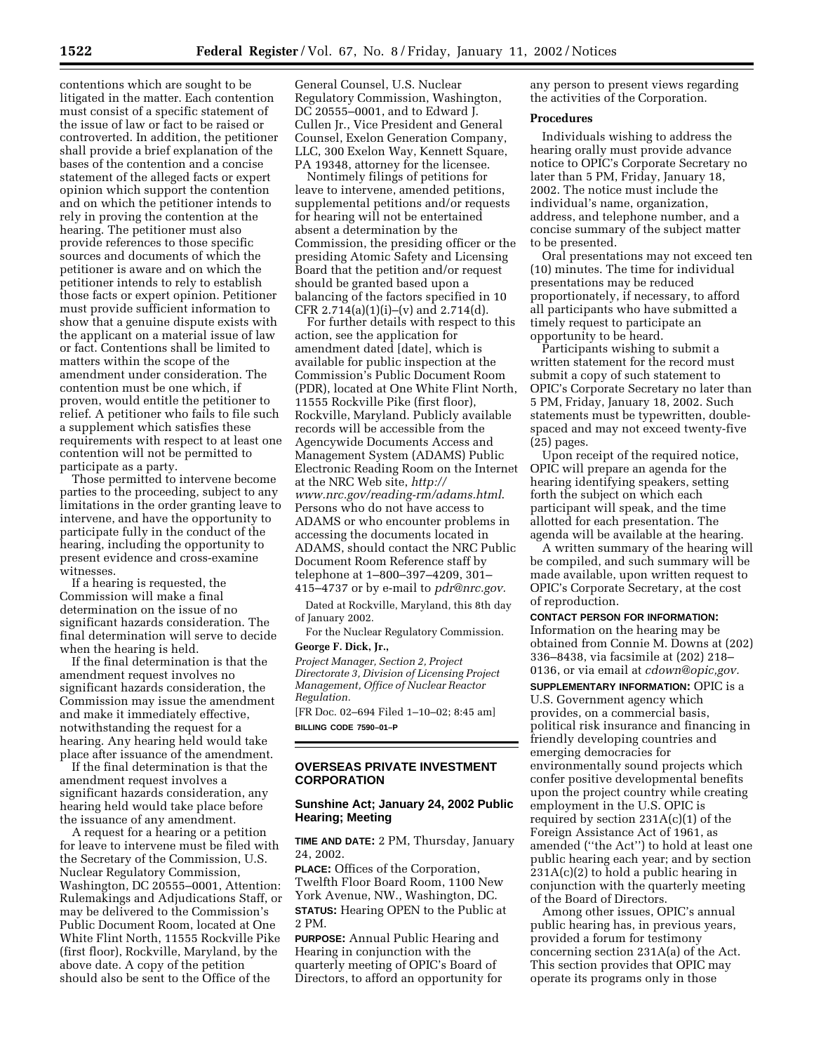contentions which are sought to be litigated in the matter. Each contention must consist of a specific statement of the issue of law or fact to be raised or controverted. In addition, the petitioner shall provide a brief explanation of the bases of the contention and a concise statement of the alleged facts or expert opinion which support the contention and on which the petitioner intends to rely in proving the contention at the hearing. The petitioner must also provide references to those specific sources and documents of which the petitioner is aware and on which the petitioner intends to rely to establish those facts or expert opinion. Petitioner must provide sufficient information to show that a genuine dispute exists with the applicant on a material issue of law or fact. Contentions shall be limited to matters within the scope of the amendment under consideration. The contention must be one which, if proven, would entitle the petitioner to relief. A petitioner who fails to file such a supplement which satisfies these requirements with respect to at least one contention will not be permitted to participate as a party.

Those permitted to intervene become parties to the proceeding, subject to any limitations in the order granting leave to intervene, and have the opportunity to participate fully in the conduct of the hearing, including the opportunity to present evidence and cross-examine witnesses.

If a hearing is requested, the Commission will make a final determination on the issue of no significant hazards consideration. The final determination will serve to decide when the hearing is held.

If the final determination is that the amendment request involves no significant hazards consideration, the Commission may issue the amendment and make it immediately effective, notwithstanding the request for a hearing. Any hearing held would take place after issuance of the amendment.

If the final determination is that the amendment request involves a significant hazards consideration, any hearing held would take place before the issuance of any amendment.

A request for a hearing or a petition for leave to intervene must be filed with the Secretary of the Commission, U.S. Nuclear Regulatory Commission, Washington, DC 20555–0001, Attention: Rulemakings and Adjudications Staff, or may be delivered to the Commission's Public Document Room, located at One White Flint North, 11555 Rockville Pike (first floor), Rockville, Maryland, by the above date. A copy of the petition should also be sent to the Office of the General Counsel, U.S. Nuclear Regulatory Commission, Washington, DC 20555–0001, and to Edward J. Cullen Jr., Vice President and General Counsel, Exelon Generation Company, LLC, 300 Exelon Way, Kennett Square, PA 19348, attorney for the licensee.

Nontimely filings of petitions for leave to intervene, amended petitions, supplemental petitions and/or requests for hearing will not be entertained absent a determination by the Commission, the presiding officer or the presiding Atomic Safety and Licensing Board that the petition and/or request should be granted based upon a balancing of the factors specified in 10 CFR 2.714(a)(1)(i)–(v) and 2.714(d).

For further details with respect to this action, see the application for amendment dated [date], which is available for public inspection at the Commission's Public Document Room (PDR), located at One White Flint North, 11555 Rockville Pike (first floor), Rockville, Maryland. Publicly available records will be accessible from the Agencywide Documents Access and Management System (ADAMS) Public Electronic Reading Room on the Internet at the NRC Web site, *http://www.nrc.gov/reading-rm/adams.html*. Persons who do not have access to ADAMS or who encounter problems in accessing the documents located in ADAMS, should contact the NRC Public Document Room Reference staff by telephone at 1–800–397–4209, 301–415–4737 or by e-mail to *pdr@nrc.gov.*

Dated at Rockville, Maryland, this 8th day of January 2002.

For the Nuclear Regulatory Commission.

**George F. Dick, Jr.,**

*Project Manager, Section 2, Project Directorate 3, Division of Licensing Project Management, Office of Nuclear Reactor Regulation.*

[FR Doc. 02–694 Filed 1–10–02; 8:45 am]

**BILLING CODE 7590–01–P**

## OVERSEAS PRIVATE INVESTMENT CORPORATION

### Sunshine Act; January 24, 2002 Public Hearing; Meeting

**TIME AND DATE:** 2 PM, Thursday, January 24, 2002.

**PLACE:** Offices of the Corporation, Twelfth Floor Board Room, 1100 New York Avenue, NW., Washington, DC.

**STATUS:** Hearing OPEN to the Public at 2 PM.

**PURPOSE:** Annual Public Hearing and Hearing in conjunction with the quarterly meeting of OPIC's Board of Directors, to afford an opportunity for any person to present views regarding the activities of the Corporation.

**Procedures**

Individuals wishing to address the hearing orally must provide advance notice to OPIC's Corporate Secretary no later than 5 PM, Friday, January 18, 2002. The notice must include the individual's name, organization, address, and telephone number, and a concise summary of the subject matter to be presented.

Oral presentations may not exceed ten (10) minutes. The time for individual presentations may be reduced proportionately, if necessary, to afford all participants who have submitted a timely request to participate an opportunity to be heard.

Participants wishing to submit a written statement for the record must submit a copy of such statement to OPIC's Corporate Secretary no later than 5 PM, Friday, January 18, 2002. Such statements must be typewritten, double-spaced and may not exceed twenty-five (25) pages.

Upon receipt of the required notice, OPIC will prepare an agenda for the hearing identifying speakers, setting forth the subject on which each participant will speak, and the time allotted for each presentation. The agenda will be available at the hearing.

A written summary of the hearing will be compiled, and such summary will be made available, upon written request to OPIC's Corporate Secretary, at the cost of reproduction.

**CONTACT PERSON FOR INFORMATION:** Information on the hearing may be obtained from Connie M. Downs at (202) 336–8438, via facsimile at (202) 218–0136, or via email at *cdown@opic,gov.*

**SUPPLEMENTARY INFORMATION:** OPIC is a U.S. Government agency which provides, on a commercial basis, political risk insurance and financing in friendly developing countries and emerging democracies for environmentally sound projects which confer positive developmental benefits upon the project country while creating employment in the U.S. OPIC is required by section 231A(c)(1) of the Foreign Assistance Act of 1961, as amended (''the Act'') to hold at least one public hearing each year; and by section 231A(c)(2) to hold a public hearing in conjunction with the quarterly meeting of the Board of Directors.

Among other issues, OPIC's annual public hearing has, in previous years, provided a forum for testimony concerning section 231A(a) of the Act. This section provides that OPIC may operate its programs only in those